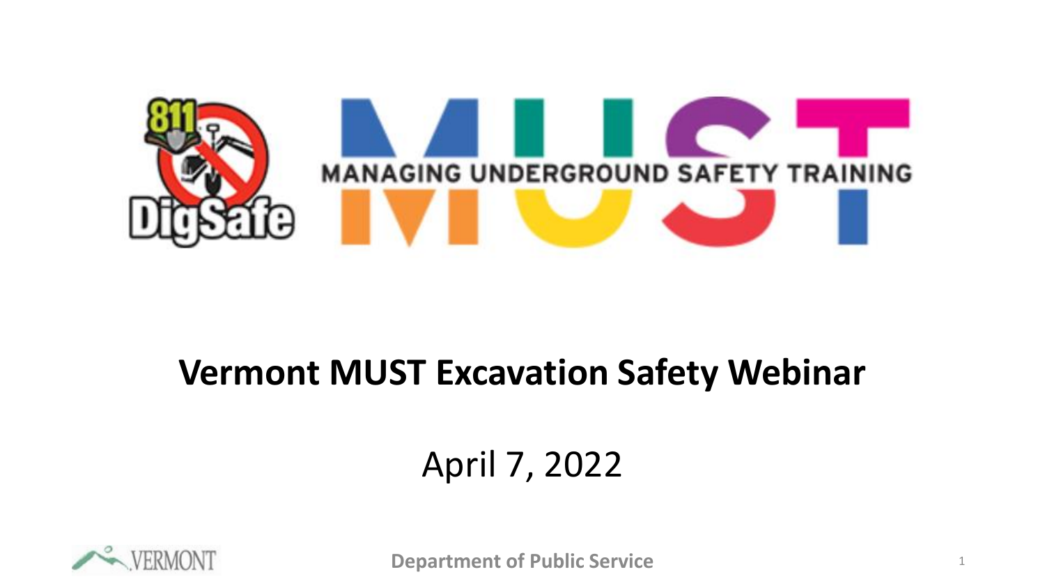811 DigSafe

MUST

MANAGING UNDERGROUND SAFETY TRAINING

# Vermont MUST Excavation Safety Webinar

April 7, 2022

VERMONT

Department of Public Service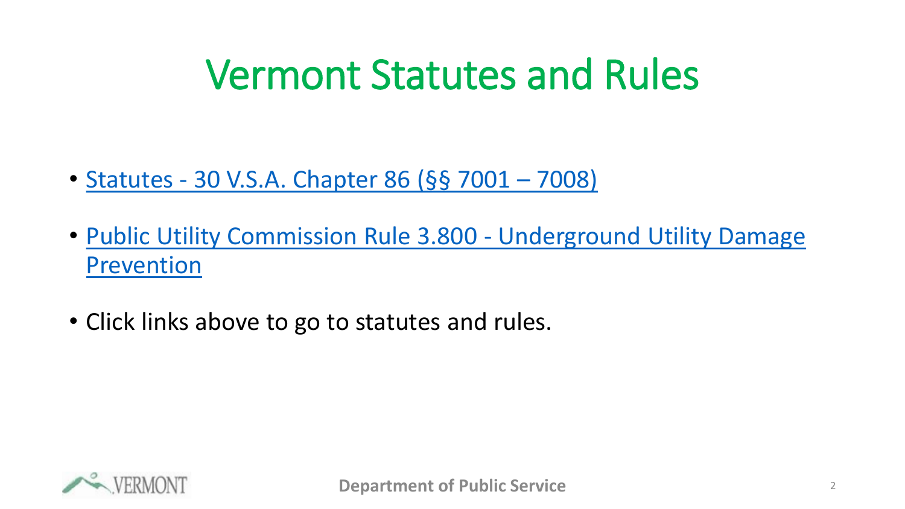# Vermont Statutes and Rules

- Statutes - 30 V.S.A. Chapter 86 (§§ 7001 – 7008)
- Public Utility Commission Rule 3.800 - Underground Utility Damage Prevention
- Click links above to go to statutes and rules.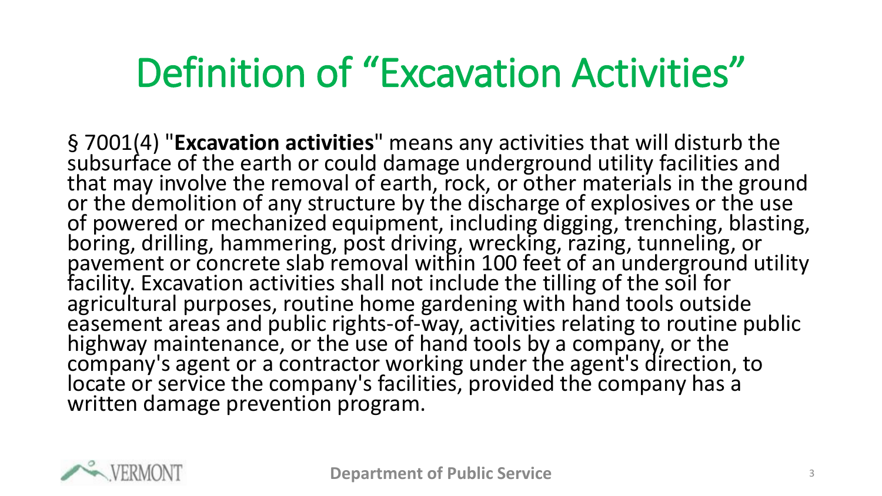# Definition of "Excavation Activities"

§ 7001(4) "**Excavation activities**" means any activities that will disturb the subsurface of the earth or could damage underground utility facilities and that may involve the removal of earth, rock, or other materials in the ground or the demolition of any structure by the discharge of explosives or the use of powered or mechanized equipment, including digging, trenching, blasting, boring, drilling, hammering, post driving, wrecking, razing, tunneling, or pavement or concrete slab removal within 100 feet of an underground utility facility. Excavation activities shall not include the tilling of the soil for agricultural purposes, routine home gardening with hand tools outside easement areas and public rights-of-way, activities relating to routine public highway maintenance, or the use of hand tools by a company, or the company's agent or a contractor working under the agent's direction, to locate or service the company's facilities, provided the company has a written damage prevention program.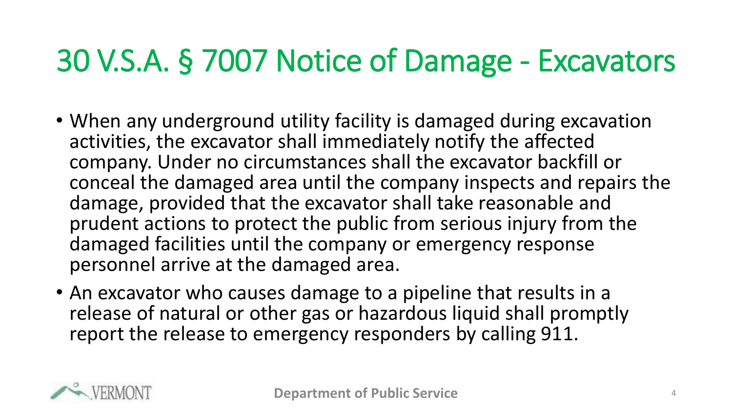# 30 V.S.A. § 7007 Notice of Damage - Excavators

- When any underground utility facility is damaged during excavation activities, the excavator shall immediately notify the affected company. Under no circumstances shall the excavator backfill or conceal the damaged area until the company inspects and repairs the damage, provided that the excavator shall take reasonable and prudent actions to protect the public from serious injury from the damaged facilities until the company or emergency response personnel arrive at the damaged area.
- An excavator who causes damage to a pipeline that results in a release of natural or other gas or hazardous liquid shall promptly report the release to emergency responders by calling 911.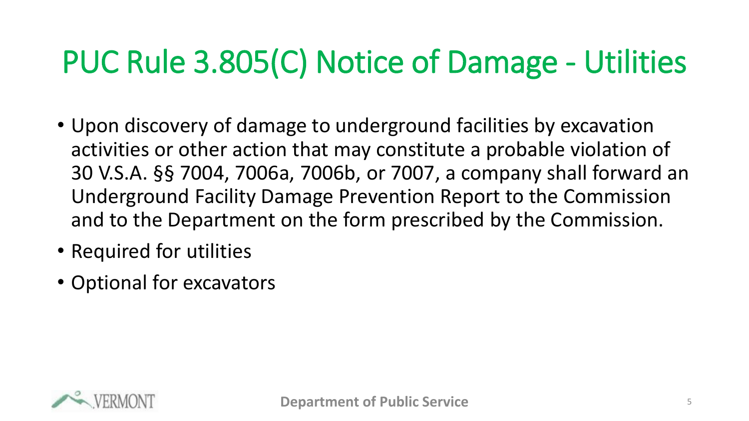# PUC Rule 3.805(C) Notice of Damage - Utilities

- Upon discovery of damage to underground facilities by excavation activities or other action that may constitute a probable violation of 30 V.S.A. §§ 7004, 7006a, 7006b, or 7007, a company shall forward an Underground Facility Damage Prevention Report to the Commission and to the Department on the form prescribed by the Commission.
- Required for utilities
- Optional for excavators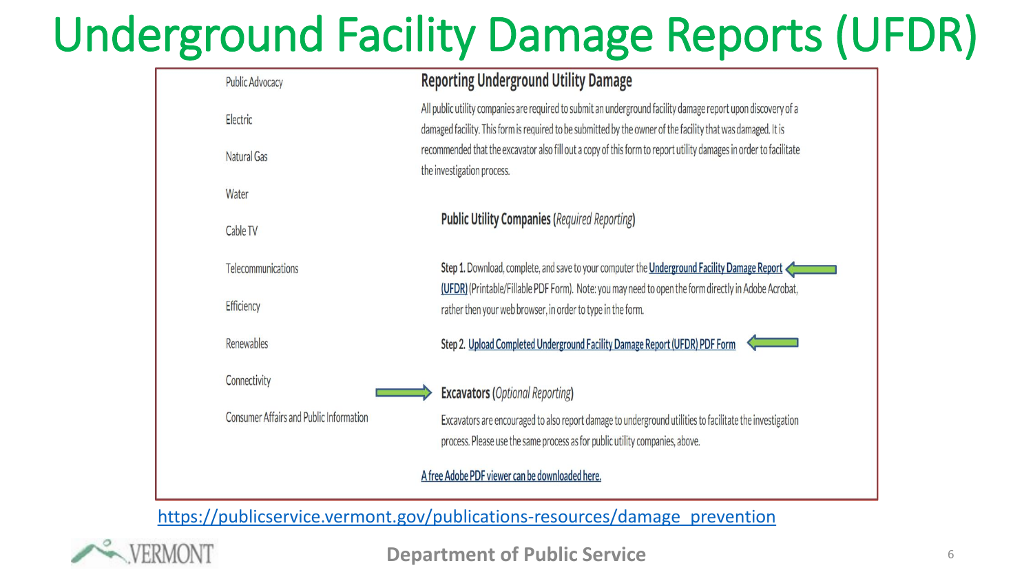# Underground Facility Damage Reports (UFDR)

- Public Advocacy
- Electric
- Natural Gas
- Water
- Cable TV
- Telecommunications
- Efficiency
- Renewables
- Connectivity
- Consumer Affairs and Public Information

## Reporting Underground Utility Damage

All public utility companies are required to submit an underground facility damage report upon discovery of a damaged facility. This form is required to be submitted by the owner of the facility that was damaged. It is recommended that the excavator also fill out a copy of this form to report utility damages in order to facilitate the investigation process.

### Public Utility Companies (*Required Reporting*)

**Step 1.** Download, complete, and save to your computer the Underground Facility Damage Report (UFDR) (Printable/Fillable PDF Form). Note: you may need to open the form directly in Adobe Acrobat, rather then your web browser, in order to type in the form.

**Step 2.** Upload Completed Underground Facility Damage Report (UFDR) PDF Form

### Excavators (*Optional Reporting*)

Excavators are encouraged to also report damage to underground utilities to facilitate the investigation process. Please use the same process as for public utility companies, above.

A free Adobe PDF viewer can be downloaded here.

https://publicservice.vermont.gov/publications-resources/damage_prevention

VERMONT

Department of Public Service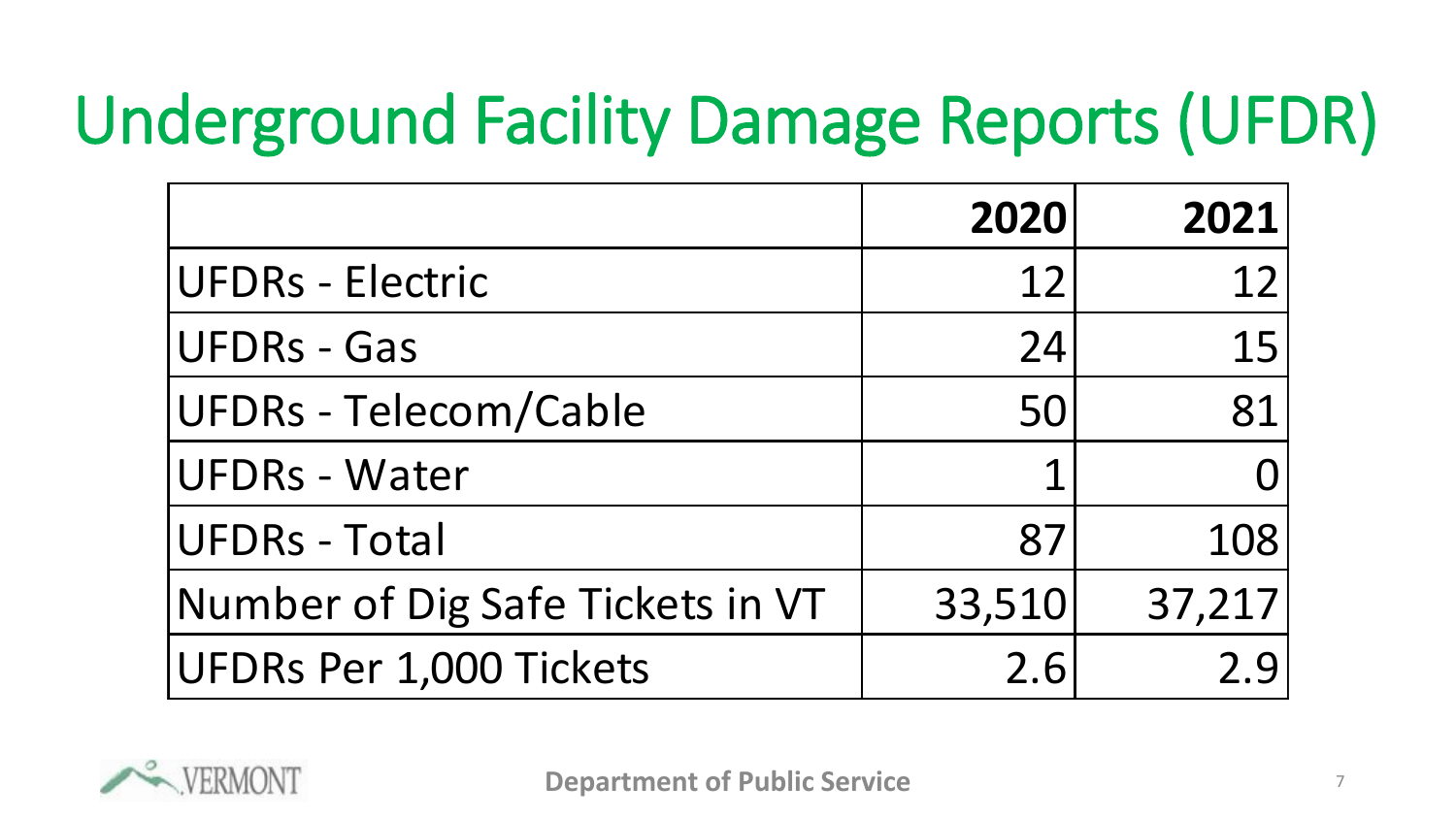# Underground Facility Damage Reports (UFDR)

| | 2020 | 2021 |
|---|---|---|
| UFDRs - Electric | 12 | 12 |
| UFDRs - Gas | 24 | 15 |
| UFDRs - Telecom/Cable | 50 | 81 |
| UFDRs - Water | 1 | 0 |
| UFDRs - Total | 87 | 108 |
| Number of Dig Safe Tickets in VT | 33,510 | 37,217 |
| UFDRs Per 1,000 Tickets | 2.6 | 2.9 |

VERMONT

Department of Public Service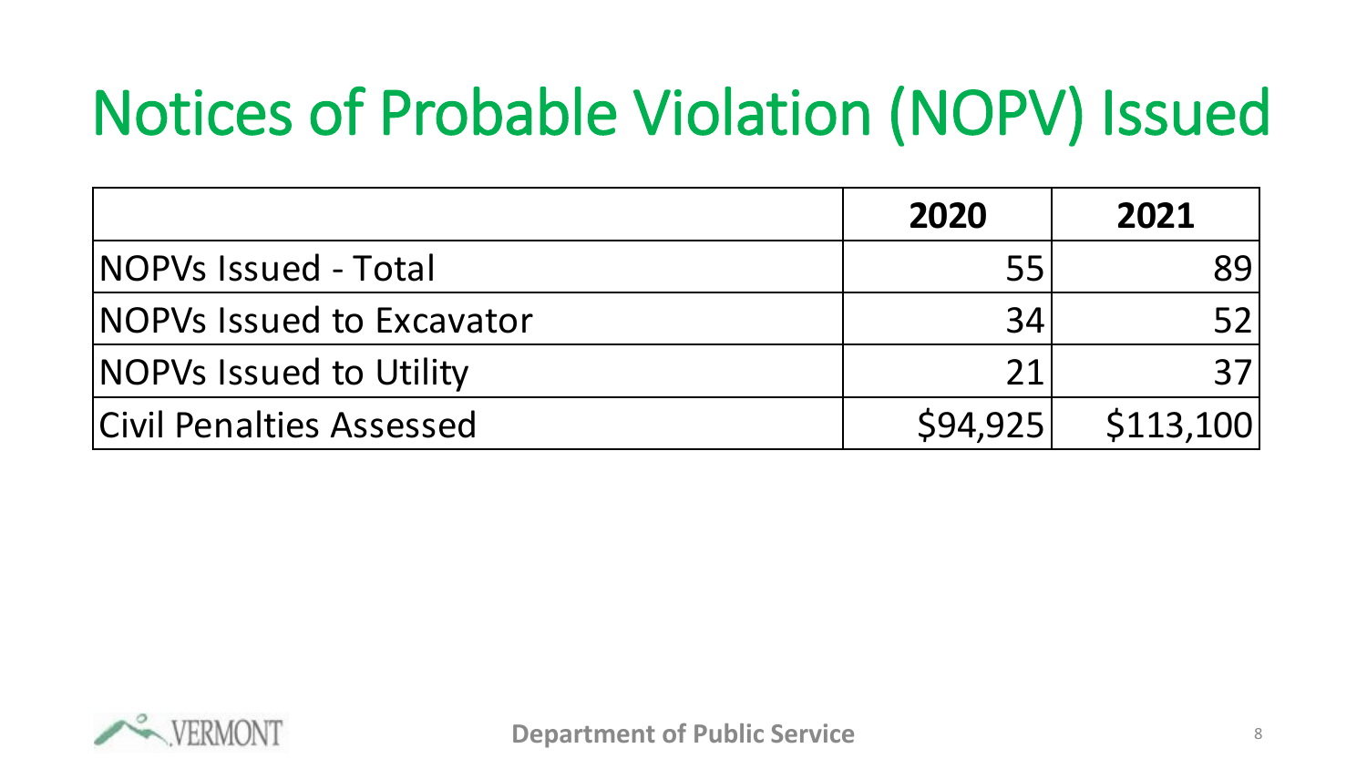# Notices of Probable Violation (NOPV) Issued

| | 2020 | 2021 |
|---|---|---|
| NOPVs Issued - Total | 55 | 89 |
| NOPVs Issued to Excavator | 34 | 52 |
| NOPVs Issued to Utility | 21 | 37 |
| Civil Penalties Assessed | $94,925 | $113,100 |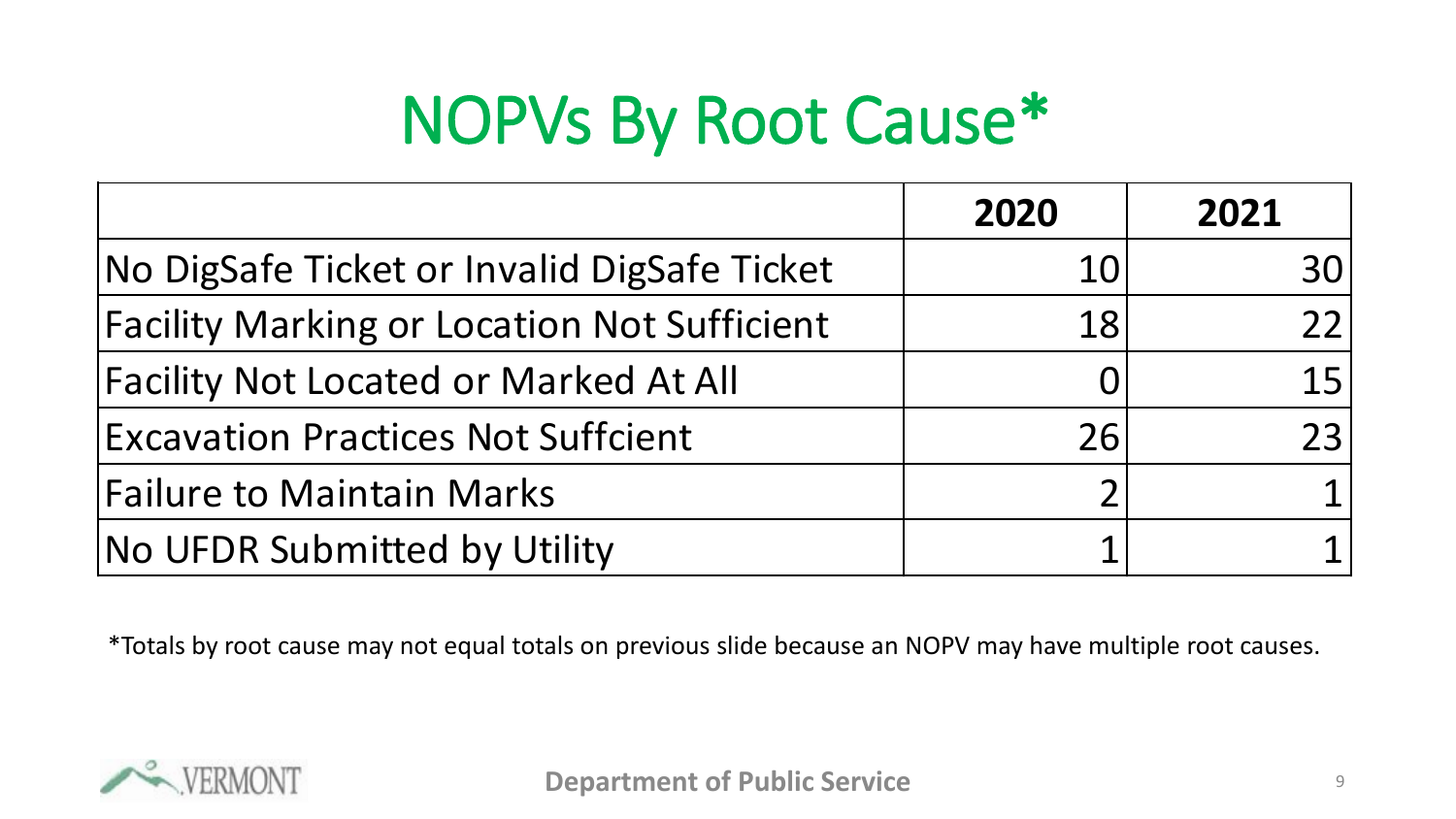# NOPVs By Root Cause*

| | 2020 | 2021 |
|---|---|---|
| No DigSafe Ticket or Invalid DigSafe Ticket | 10 | 30 |
| Facility Marking or Location Not Sufficient | 18 | 22 |
| Facility Not Located or Marked At All | 0 | 15 |
| Excavation Practices Not Suffcient | 26 | 23 |
| Failure to Maintain Marks | 2 | 1 |
| No UFDR Submitted by Utility | 1 | 1 |

*Totals by root cause may not equal totals on previous slide because an NOPV may have multiple root causes.

VERMONT

**Department of Public Service**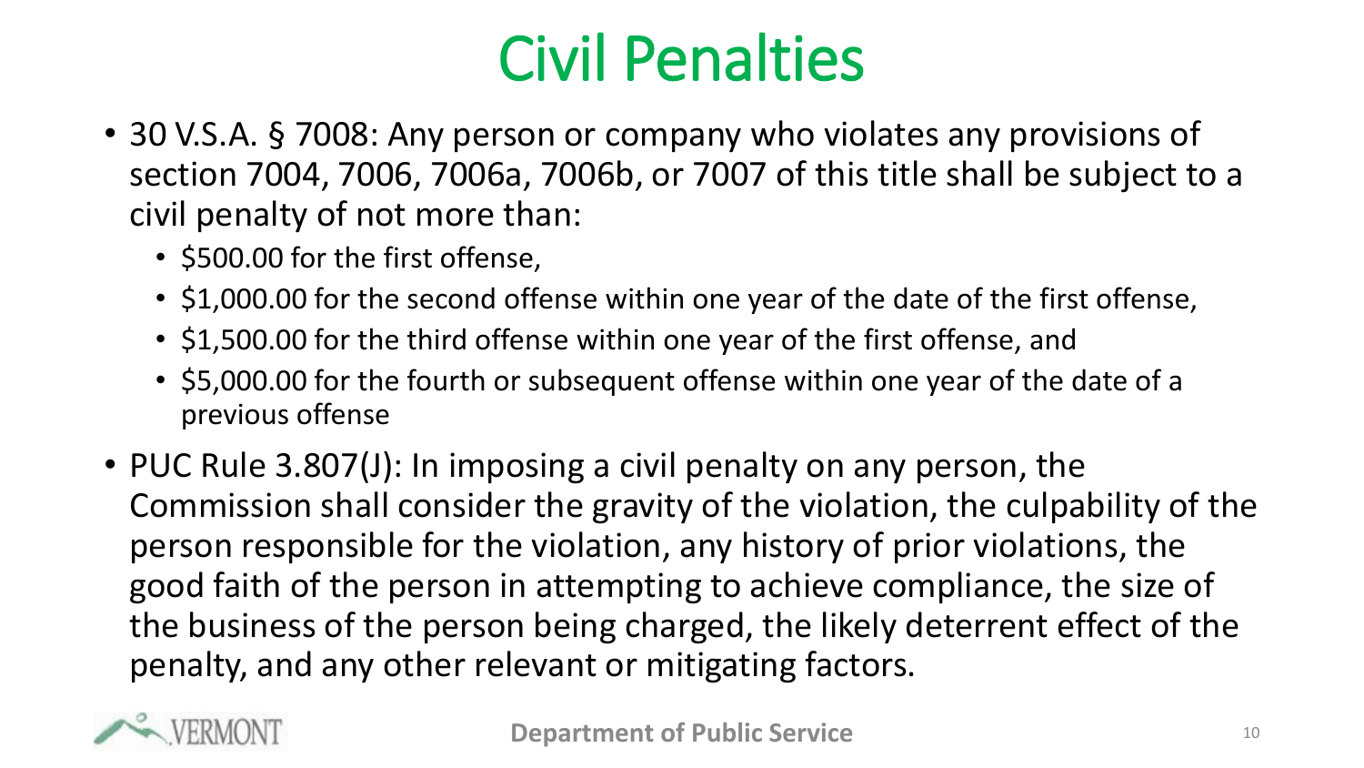# Civil Penalties

- 30 V.S.A. § 7008: Any person or company who violates any provisions of section 7004, 7006, 7006a, 7006b, or 7007 of this title shall be subject to a civil penalty of not more than:
  - $500.00 for the first offense,
  - $1,000.00 for the second offense within one year of the date of the first offense,
  - $1,500.00 for the third offense within one year of the first offense, and
  - $5,000.00 for the fourth or subsequent offense within one year of the date of a previous offense
- PUC Rule 3.807(J): In imposing a civil penalty on any person, the Commission shall consider the gravity of the violation, the culpability of the person responsible for the violation, any history of prior violations, the good faith of the person in attempting to achieve compliance, the size of the business of the person being charged, the likely deterrent effect of the penalty, and any other relevant or mitigating factors.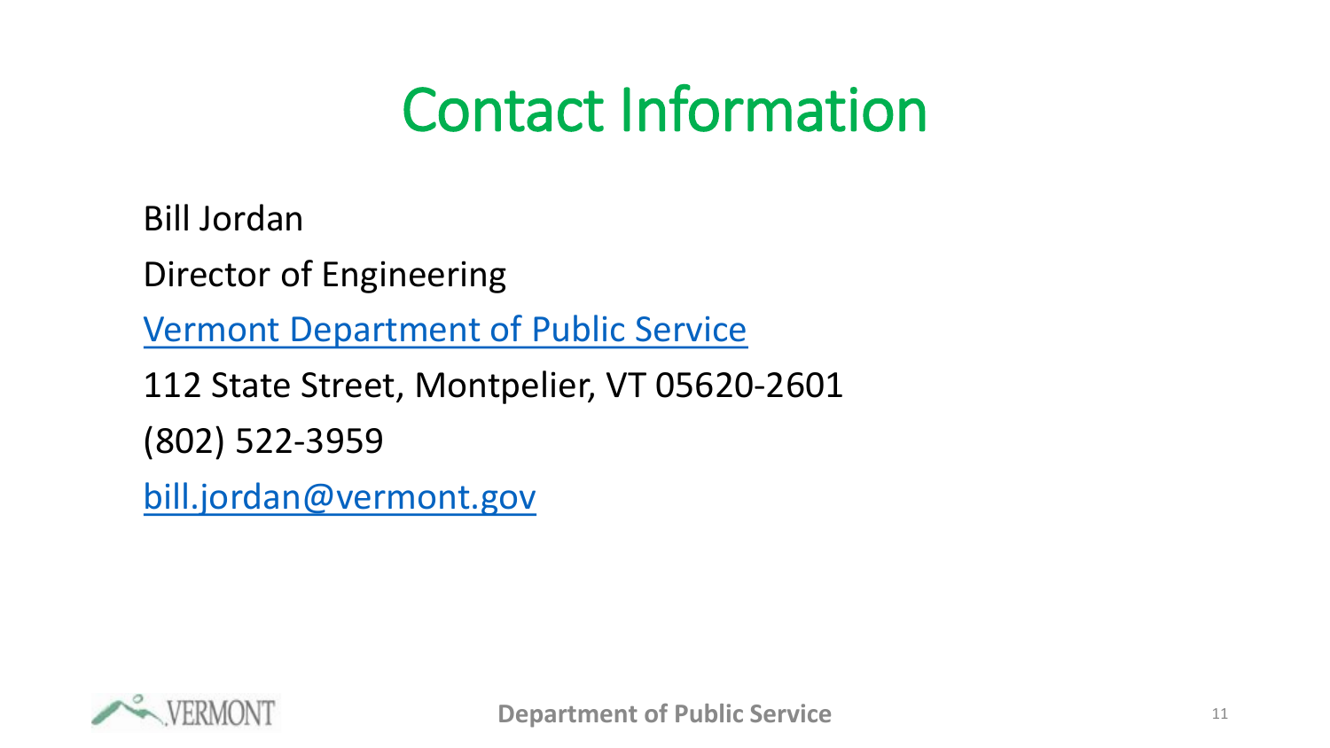# Contact Information

Bill Jordan

Director of Engineering

Vermont Department of Public Service

112 State Street, Montpelier, VT 05620-2601

(802) 522-3959

bill.jordan@vermont.gov